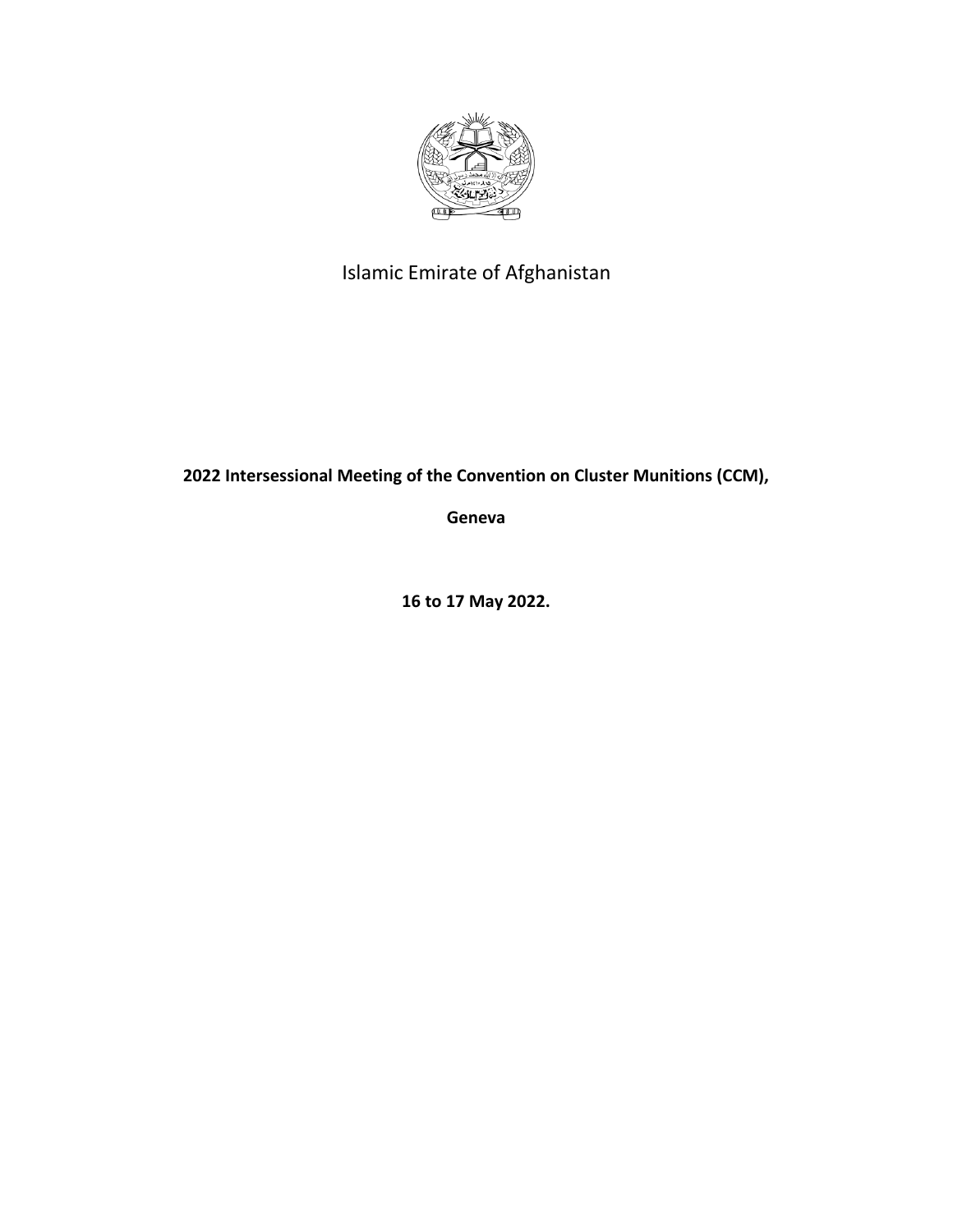Islamic Emirate of Afghanistan

**2022 Intersessional Meeting of the Convention on Cluster Munitions (CCM),**

**Geneva**

**16 to 17 May 2022.**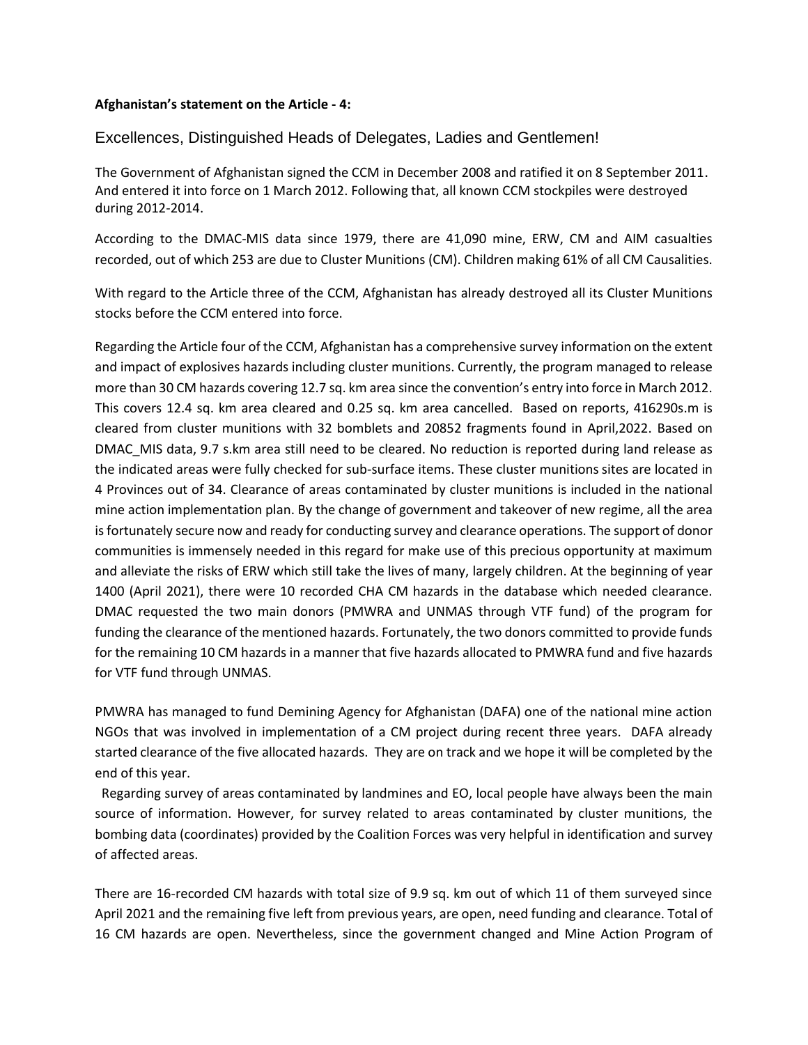**Afghanistan's statement on the Article - 4:**

Excellences, Distinguished Heads of Delegates, Ladies and Gentlemen!

The Government of Afghanistan signed the CCM in December 2008 and ratified it on 8 September 2011. And entered it into force on 1 March 2012. Following that, all known CCM stockpiles were destroyed during 2012-2014.

According to the DMAC-MIS data since 1979, there are 41,090 mine, ERW, CM and AIM casualties recorded, out of which 253 are due to Cluster Munitions (CM). Children making 61% of all CM Causalities.

With regard to the Article three of the CCM, Afghanistan has already destroyed all its Cluster Munitions stocks before the CCM entered into force.

Regarding the Article four of the CCM, Afghanistan has a comprehensive survey information on the extent and impact of explosives hazards including cluster munitions. Currently, the program managed to release more than 30 CM hazards covering 12.7 sq. km area since the convention's entry into force in March 2012. This covers 12.4 sq. km area cleared and 0.25 sq. km area cancelled. Based on reports, 416290s.m is cleared from cluster munitions with 32 bomblets and 20852 fragments found in April,2022. Based on DMAC_MIS data, 9.7 s.km area still need to be cleared. No reduction is reported during land release as the indicated areas were fully checked for sub-surface items. These cluster munitions sites are located in 4 Provinces out of 34. Clearance of areas contaminated by cluster munitions is included in the national mine action implementation plan. By the change of government and takeover of new regime, all the area is fortunately secure now and ready for conducting survey and clearance operations. The support of donor communities is immensely needed in this regard for make use of this precious opportunity at maximum and alleviate the risks of ERW which still take the lives of many, largely children. At the beginning of year 1400 (April 2021), there were 10 recorded CHA CM hazards in the database which needed clearance. DMAC requested the two main donors (PMWRA and UNMAS through VTF fund) of the program for funding the clearance of the mentioned hazards. Fortunately, the two donors committed to provide funds for the remaining 10 CM hazards in a manner that five hazards allocated to PMWRA fund and five hazards for VTF fund through UNMAS.

PMWRA has managed to fund Demining Agency for Afghanistan (DAFA) one of the national mine action NGOs that was involved in implementation of a CM project during recent three years. DAFA already started clearance of the five allocated hazards. They are on track and we hope it will be completed by the end of this year.

Regarding survey of areas contaminated by landmines and EO, local people have always been the main source of information. However, for survey related to areas contaminated by cluster munitions, the bombing data (coordinates) provided by the Coalition Forces was very helpful in identification and survey of affected areas.

There are 16-recorded CM hazards with total size of 9.9 sq. km out of which 11 of them surveyed since April 2021 and the remaining five left from previous years, are open, need funding and clearance. Total of 16 CM hazards are open. Nevertheless, since the government changed and Mine Action Program of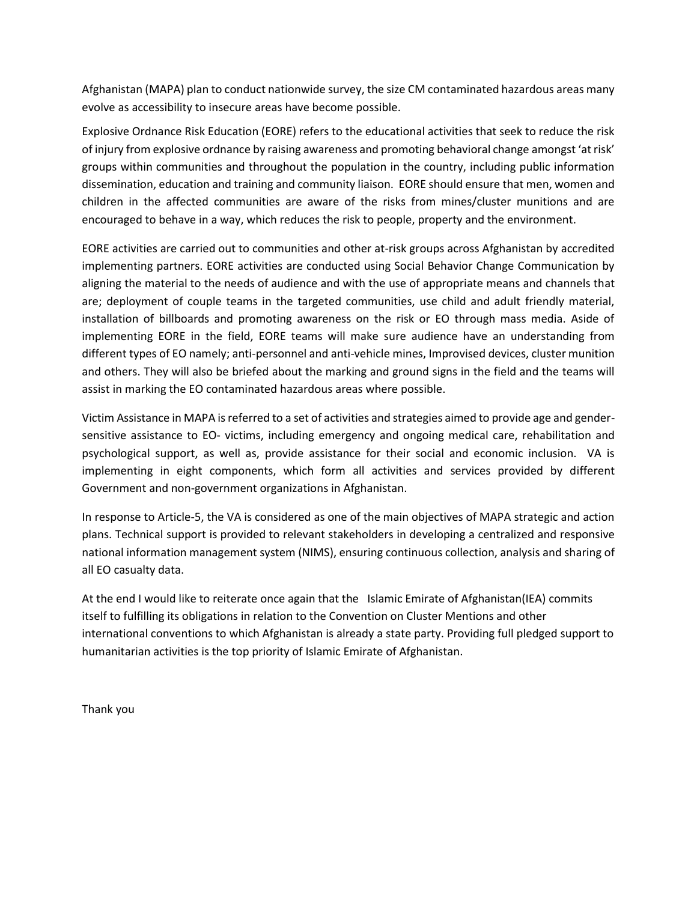Afghanistan (MAPA) plan to conduct nationwide survey, the size CM contaminated hazardous areas many evolve as accessibility to insecure areas have become possible.

Explosive Ordnance Risk Education (EORE) refers to the educational activities that seek to reduce the risk of injury from explosive ordnance by raising awareness and promoting behavioral change amongst 'at risk' groups within communities and throughout the population in the country, including public information dissemination, education and training and community liaison. EORE should ensure that men, women and children in the affected communities are aware of the risks from mines/cluster munitions and are encouraged to behave in a way, which reduces the risk to people, property and the environment.

EORE activities are carried out to communities and other at-risk groups across Afghanistan by accredited implementing partners. EORE activities are conducted using Social Behavior Change Communication by aligning the material to the needs of audience and with the use of appropriate means and channels that are; deployment of couple teams in the targeted communities, use child and adult friendly material, installation of billboards and promoting awareness on the risk or EO through mass media. Aside of implementing EORE in the field, EORE teams will make sure audience have an understanding from different types of EO namely; anti-personnel and anti-vehicle mines, Improvised devices, cluster munition and others. They will also be briefed about the marking and ground signs in the field and the teams will assist in marking the EO contaminated hazardous areas where possible.

Victim Assistance in MAPA is referred to a set of activities and strategies aimed to provide age and gender-sensitive assistance to EO- victims, including emergency and ongoing medical care, rehabilitation and psychological support, as well as, provide assistance for their social and economic inclusion. VA is implementing in eight components, which form all activities and services provided by different Government and non-government organizations in Afghanistan.

In response to Article-5, the VA is considered as one of the main objectives of MAPA strategic and action plans. Technical support is provided to relevant stakeholders in developing a centralized and responsive national information management system (NIMS), ensuring continuous collection, analysis and sharing of all EO casualty data.

At the end I would like to reiterate once again that the Islamic Emirate of Afghanistan(IEA) commits itself to fulfilling its obligations in relation to the Convention on Cluster Mentions and other international conventions to which Afghanistan is already a state party. Providing full pledged support to humanitarian activities is the top priority of Islamic Emirate of Afghanistan.

Thank you